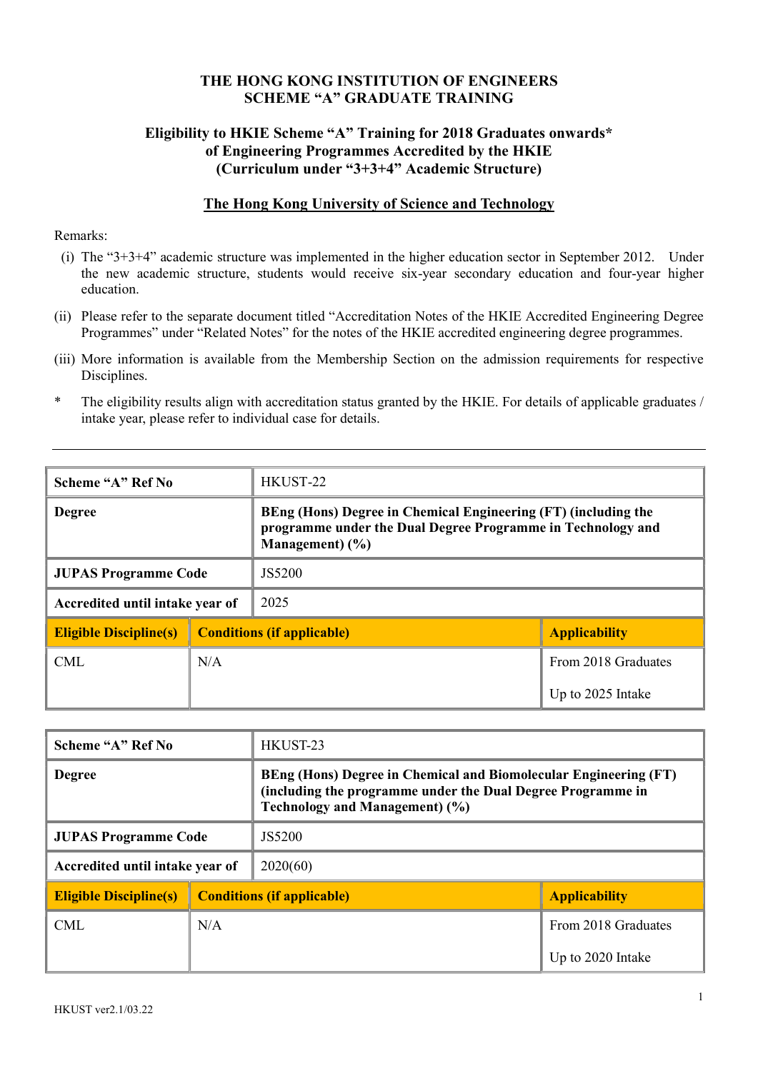# THE HONG KONG INSTITUTION OF ENGINEERS
## SCHEME "A" GRADUATE TRAINING

### Eligibility to HKIE Scheme "A" Training for 2018 Graduates onwards* of Engineering Programmes Accredited by the HKIE (Curriculum under "3+3+4" Academic Structure)

### The Hong Kong University of Science and Technology

Remarks:

(i) The "3+3+4" academic structure was implemented in the higher education sector in September 2012. Under the new academic structure, students would receive six-year secondary education and four-year higher education.

(ii) Please refer to the separate document titled "Accreditation Notes of the HKIE Accredited Engineering Degree Programmes" under "Related Notes" for the notes of the HKIE accredited engineering degree programmes.

(iii) More information is available from the Membership Section on the admission requirements for respective Disciplines.

\* The eligibility results align with accreditation status granted by the HKIE. For details of applicable graduates / intake year, please refer to individual case for details.

---

| Scheme "A" Ref No | HKUST-22 | |
|---|---|---|
| **Degree** | **BEng (Hons) Degree in Chemical Engineering (FT) (including the programme under the Dual Degree Programme in Technology and Management) (%)** | |
| **JUPAS Programme Code** | JS5200 | |
| **Accredited until intake year of** | 2025 | |
| **Eligible Discipline(s)** | **Conditions (if applicable)** | **Applicability** |
| CML | N/A | From 2018 Graduates<br>Up to 2025 Intake |

| Scheme "A" Ref No | HKUST-23 | |
|---|---|---|
| **Degree** | **BEng (Hons) Degree in Chemical and Biomolecular Engineering (FT) (including the programme under the Dual Degree Programme in Technology and Management) (%)** | |
| **JUPAS Programme Code** | JS5200 | |
| **Accredited until intake year of** | 2020(60) | |
| **Eligible Discipline(s)** | **Conditions (if applicable)** | **Applicability** |
| CML | N/A | From 2018 Graduates<br>Up to 2020 Intake |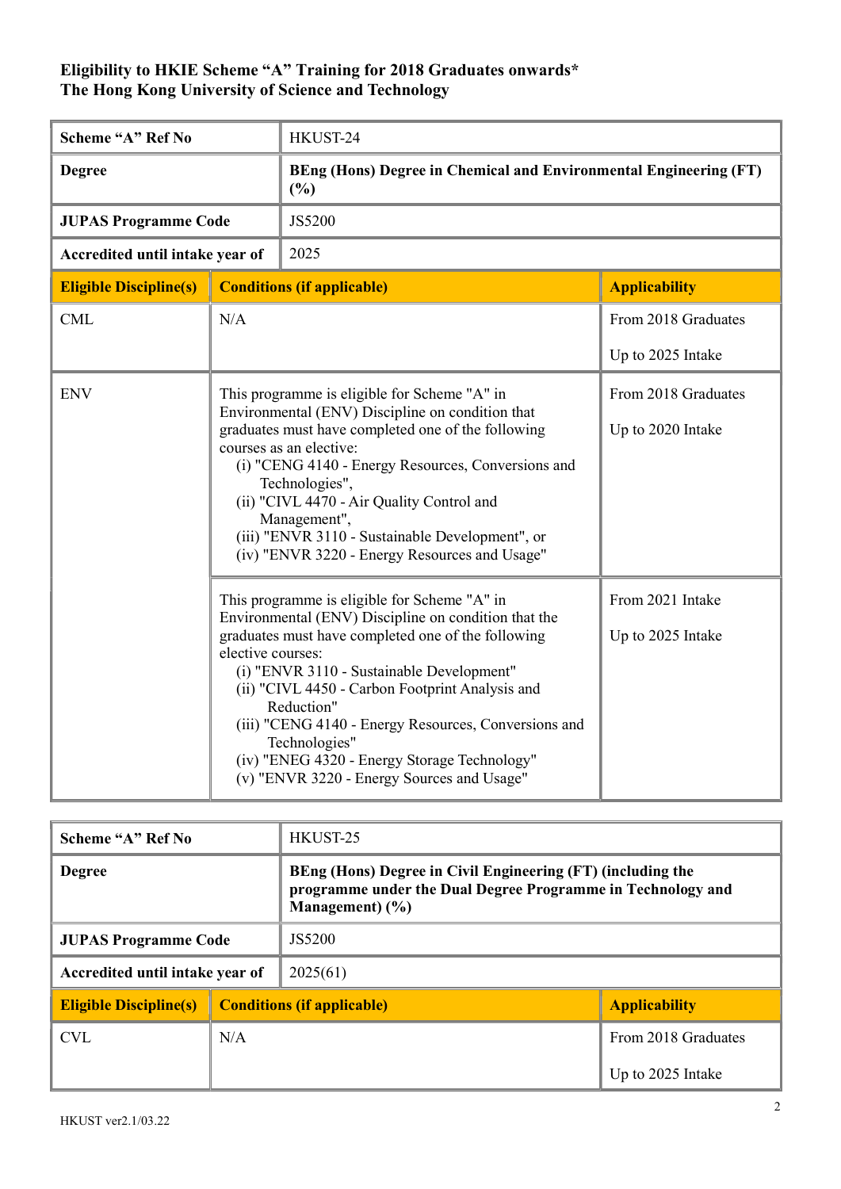**Eligibility to HKIE Scheme "A" Training for 2018 Graduates onwards***
**The Hong Kong University of Science and Technology**

| **Scheme "A" Ref No** | HKUST-24 | |
|---|---|---|
| **Degree** | **BEng (Hons) Degree in Chemical and Environmental Engineering (FT) (%)** | |
| **JUPAS Programme Code** | JS5200 | |
| **Accredited until intake year of** | 2025 | |
| **Eligible Discipline(s)** | **Conditions (if applicable)** | **Applicability** |
| CML | N/A | From 2018 Graduates<br><br>Up to 2025 Intake |
| ENV | This programme is eligible for Scheme "A" in Environmental (ENV) Discipline on condition that graduates must have completed one of the following courses as an elective:<br>(i) "CENG 4140 - Energy Resources, Conversions and Technologies",<br>(ii) "CIVL 4470 - Air Quality Control and Management",<br>(iii) "ENVR 3110 - Sustainable Development", or<br>(iv) "ENVR 3220 - Energy Resources and Usage" | From 2018 Graduates<br><br>Up to 2020 Intake |
| | This programme is eligible for Scheme "A" in Environmental (ENV) Discipline on condition that the graduates must have completed one of the following elective courses:<br>(i) "ENVR 3110 - Sustainable Development"<br>(ii) "CIVL 4450 - Carbon Footprint Analysis and Reduction"<br>(iii) "CENG 4140 - Energy Resources, Conversions and Technologies"<br>(iv) "ENEG 4320 - Energy Storage Technology"<br>(v) "ENVR 3220 - Energy Sources and Usage" | From 2021 Intake<br><br>Up to 2025 Intake |

| **Scheme "A" Ref No** | HKUST-25 | |
|---|---|---|
| **Degree** | **BEng (Hons) Degree in Civil Engineering (FT) (including the programme under the Dual Degree Programme in Technology and Management) (%)** | |
| **JUPAS Programme Code** | JS5200 | |
| **Accredited until intake year of** | 2025(61) | |
| **Eligible Discipline(s)** | **Conditions (if applicable)** | **Applicability** |
| CVL | N/A | From 2018 Graduates<br><br>Up to 2025 Intake |

HKUST ver2.1/03.22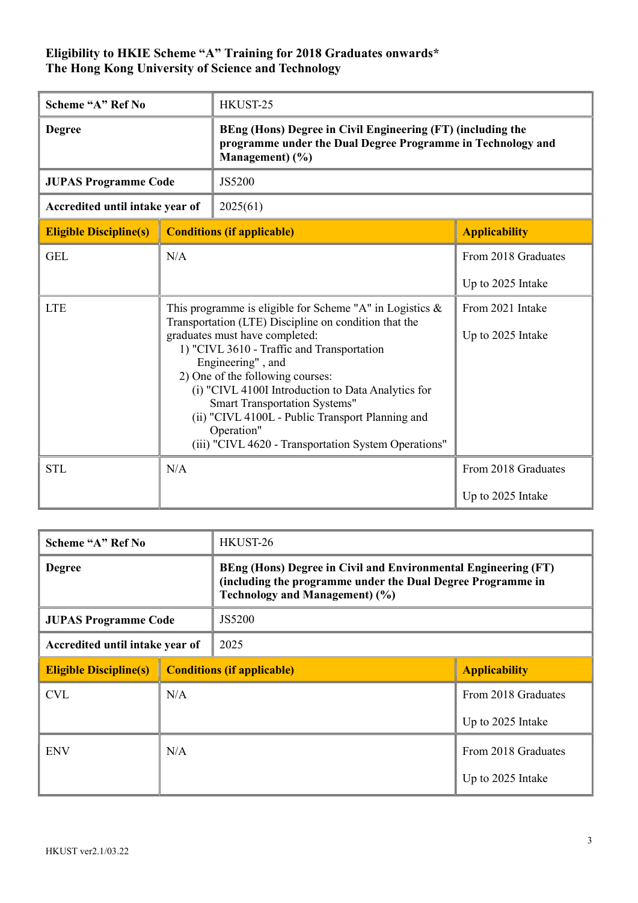**Eligibility to HKIE Scheme "A" Training for 2018 Graduates onwards***
**The Hong Kong University of Science and Technology**

| **Scheme "A" Ref No** | HKUST-25 | |
|---|---|---|
| **Degree** | **BEng (Hons) Degree in Civil Engineering (FT) (including the programme under the Dual Degree Programme in Technology and Management) (%)** | |
| **JUPAS Programme Code** | JS5200 | |
| **Accredited until intake year of** | 2025(61) | |
| **Eligible Discipline(s)** | **Conditions (if applicable)** | **Applicability** |
| GEL | N/A | From 2018 Graduates<br><br>Up to 2025 Intake |
| LTE | This programme is eligible for Scheme "A" in Logistics & Transportation (LTE) Discipline on condition that the graduates must have completed:<br>1) "CIVL 3610 - Traffic and Transportation Engineering" , and<br>2) One of the following courses:<br>(i) "CIVL 4100I Introduction to Data Analytics for Smart Transportation Systems"<br>(ii) "CIVL 4100L - Public Transport Planning and Operation"<br>(iii) "CIVL 4620 - Transportation System Operations" | From 2021 Intake<br><br>Up to 2025 Intake |
| STL | N/A | From 2018 Graduates<br><br>Up to 2025 Intake |

| **Scheme "A" Ref No** | HKUST-26 | |
|---|---|---|
| **Degree** | **BEng (Hons) Degree in Civil and Environmental Engineering (FT) (including the programme under the Dual Degree Programme in Technology and Management) (%)** | |
| **JUPAS Programme Code** | JS5200 | |
| **Accredited until intake year of** | 2025 | |
| **Eligible Discipline(s)** | **Conditions (if applicable)** | **Applicability** |
| CVL | N/A | From 2018 Graduates<br><br>Up to 2025 Intake |
| ENV | N/A | From 2018 Graduates<br><br>Up to 2025 Intake |

HKUST ver2.1/03.22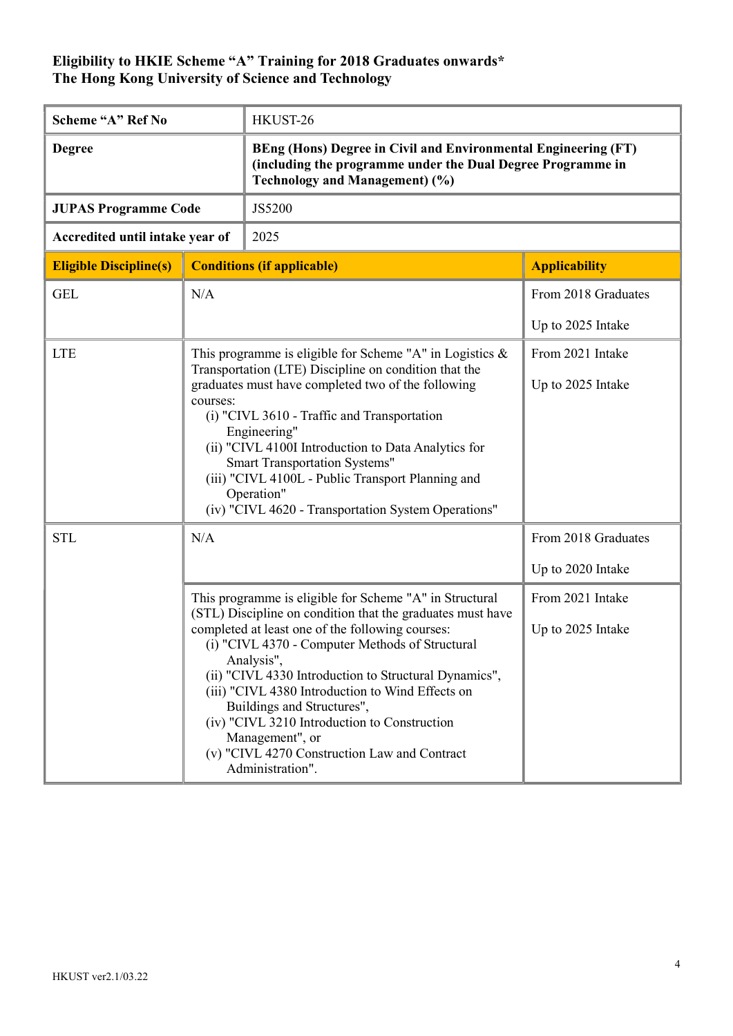**Eligibility to HKIE Scheme "A" Training for 2018 Graduates onwards***
**The Hong Kong University of Science and Technology**

| | |
|---|---|
| **Scheme "A" Ref No** | HKUST-26 |
| **Degree** | **BEng (Hons) Degree in Civil and Environmental Engineering (FT) (including the programme under the Dual Degree Programme in Technology and Management) (%)** |
| **JUPAS Programme Code** | JS5200 |
| **Accredited until intake year of** | 2025 |

| **Eligible Discipline(s)** | **Conditions (if applicable)** | **Applicability** |
|---|---|---|
| GEL | N/A | From 2018 Graduates<br><br>Up to 2025 Intake |
| LTE | This programme is eligible for Scheme "A" in Logistics & Transportation (LTE) Discipline on condition that the graduates must have completed two of the following courses:<br>(i) "CIVL 3610 - Traffic and Transportation Engineering"<br>(ii) "CIVL 4100I Introduction to Data Analytics for Smart Transportation Systems"<br>(iii) "CIVL 4100L - Public Transport Planning and Operation"<br>(iv) "CIVL 4620 - Transportation System Operations" | From 2021 Intake<br><br>Up to 2025 Intake |
| STL | N/A | From 2018 Graduates<br><br>Up to 2020 Intake |
| | This programme is eligible for Scheme "A" in Structural (STL) Discipline on condition that the graduates must have completed at least one of the following courses:<br>(i) "CIVL 4370 - Computer Methods of Structural Analysis",<br>(ii) "CIVL 4330 Introduction to Structural Dynamics",<br>(iii) "CIVL 4380 Introduction to Wind Effects on Buildings and Structures",<br>(iv) "CIVL 3210 Introduction to Construction Management", or<br>(v) "CIVL 4270 Construction Law and Contract Administration". | From 2021 Intake<br><br>Up to 2025 Intake |

HKUST ver2.1/03.22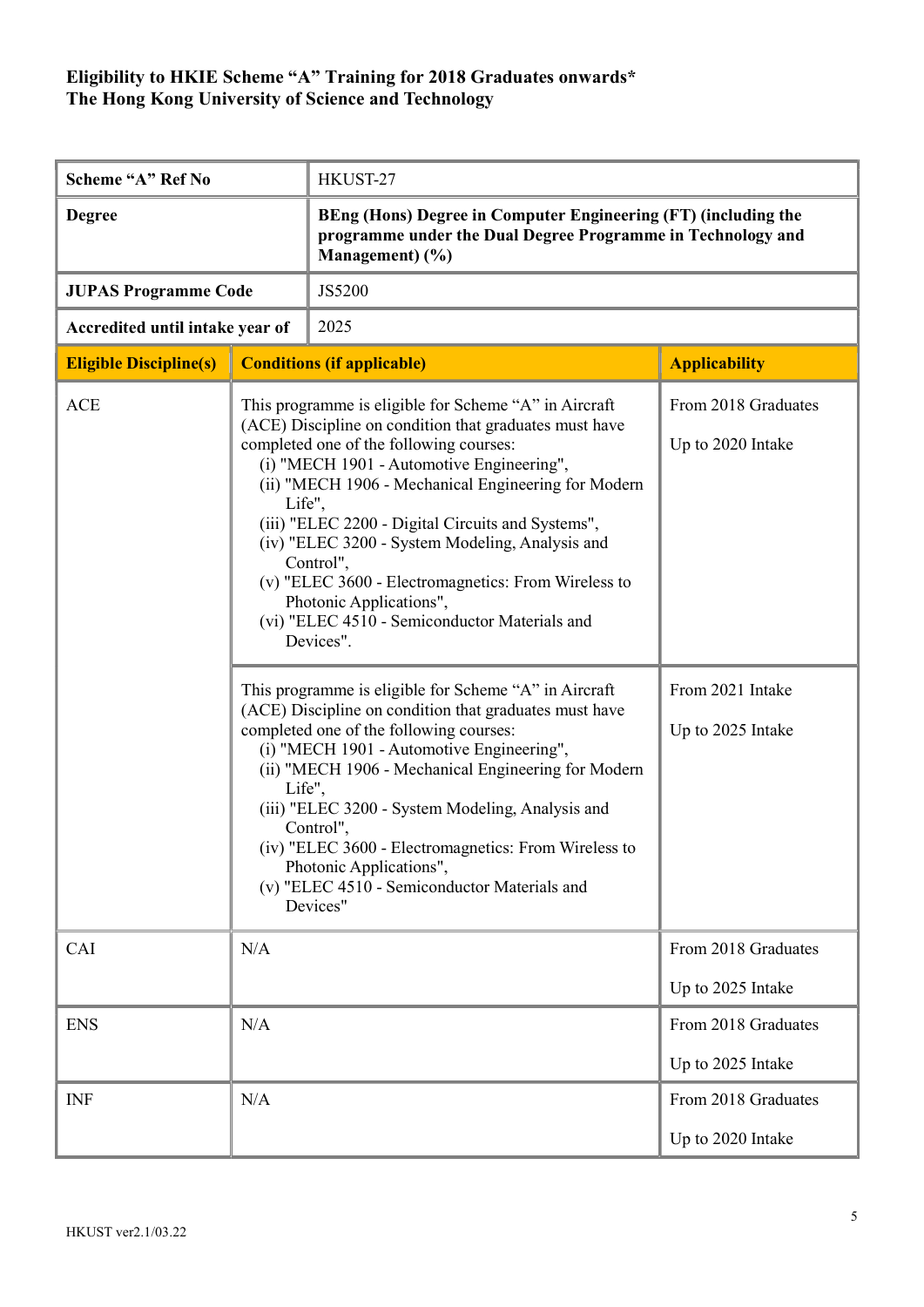**Eligibility to HKIE Scheme "A" Training for 2018 Graduates onwards***
**The Hong Kong University of Science and Technology**

| Scheme "A" Ref No | HKUST-27 | |
|---|---|---|
| **Degree** | **BEng (Hons) Degree in Computer Engineering (FT) (including the programme under the Dual Degree Programme in Technology and Management) (%)** | |
| **JUPAS Programme Code** | JS5200 | |
| **Accredited until intake year of** | 2025 | |
| **Eligible Discipline(s)** | **Conditions (if applicable)** | **Applicability** |
| ACE | This programme is eligible for Scheme "A" in Aircraft (ACE) Discipline on condition that graduates must have completed one of the following courses:<br>(i) "MECH 1901 - Automotive Engineering",<br>(ii) "MECH 1906 - Mechanical Engineering for Modern Life",<br>(iii) "ELEC 2200 - Digital Circuits and Systems",<br>(iv) "ELEC 3200 - System Modeling, Analysis and Control",<br>(v) "ELEC 3600 - Electromagnetics: From Wireless to Photonic Applications",<br>(vi) "ELEC 4510 - Semiconductor Materials and Devices". | From 2018 Graduates<br><br>Up to 2020 Intake |
| | This programme is eligible for Scheme "A" in Aircraft (ACE) Discipline on condition that graduates must have completed one of the following courses:<br>(i) "MECH 1901 - Automotive Engineering",<br>(ii) "MECH 1906 - Mechanical Engineering for Modern Life",<br>(iii) "ELEC 3200 - System Modeling, Analysis and Control",<br>(iv) "ELEC 3600 - Electromagnetics: From Wireless to Photonic Applications",<br>(v) "ELEC 4510 - Semiconductor Materials and Devices" | From 2021 Intake<br><br>Up to 2025 Intake |
| CAI | N/A | From 2018 Graduates<br><br>Up to 2025 Intake |
| ENS | N/A | From 2018 Graduates<br><br>Up to 2025 Intake |
| INF | N/A | From 2018 Graduates<br><br>Up to 2020 Intake |

HKUST ver2.1/03.22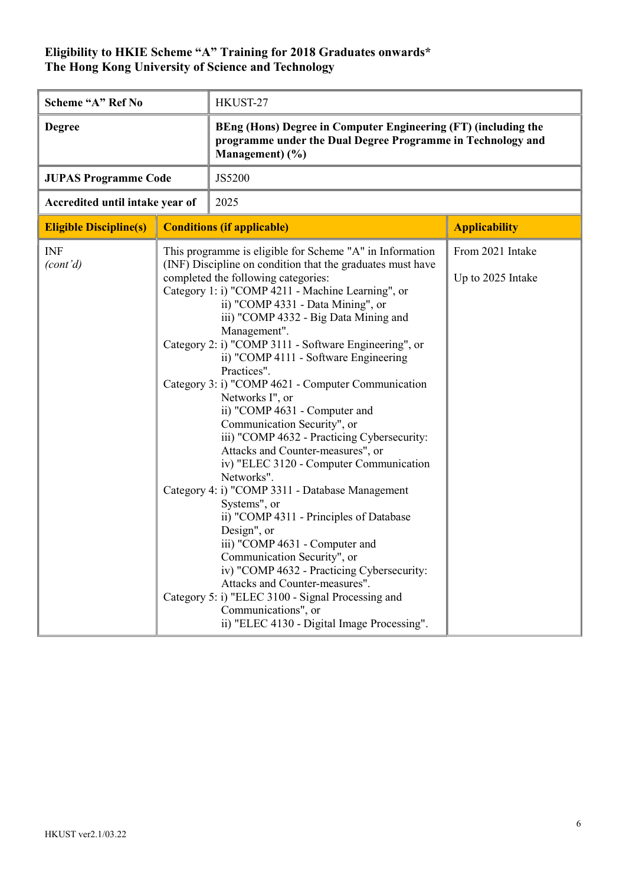**Eligibility to HKIE Scheme "A" Training for 2018 Graduates onwards***
**The Hong Kong University of Science and Technology**

| Scheme "A" Ref No | HKUST-27 |
|---|---|
| **Degree** | **BEng (Hons) Degree in Computer Engineering (FT) (including the programme under the Dual Degree Programme in Technology and Management) (%)** |
| **JUPAS Programme Code** | JS5200 |
| **Accredited until intake year of** | 2025 |

| Eligible Discipline(s) | Conditions (if applicable) | Applicability |
|---|---|---|
| INF *(cont'd)* | This programme is eligible for Scheme "A" in Information (INF) Discipline on condition that the graduates must have completed the following categories:<br>Category 1: i) "COMP 4211 - Machine Learning", or<br>ii) "COMP 4331 - Data Mining", or<br>iii) "COMP 4332 - Big Data Mining and Management".<br>Category 2: i) "COMP 3111 - Software Engineering", or<br>ii) "COMP 4111 - Software Engineering Practices".<br>Category 3: i) "COMP 4621 - Computer Communication Networks I", or<br>ii) "COMP 4631 - Computer and Communication Security", or<br>iii) "COMP 4632 - Practicing Cybersecurity: Attacks and Counter-measures", or<br>iv) "ELEC 3120 - Computer Communication Networks".<br>Category 4: i) "COMP 3311 - Database Management Systems", or<br>ii) "COMP 4311 - Principles of Database Design", or<br>iii) "COMP 4631 - Computer and Communication Security", or<br>iv) "COMP 4632 - Practicing Cybersecurity: Attacks and Counter-measures".<br>Category 5: i) "ELEC 3100 - Signal Processing and Communications", or<br>ii) "ELEC 4130 - Digital Image Processing". | From 2021 Intake<br><br>Up to 2025 Intake |

HKUST ver2.1/03.22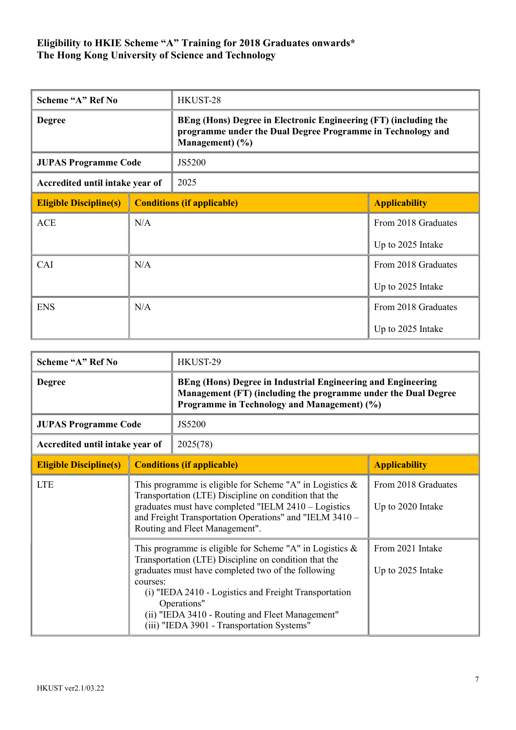**Eligibility to HKIE Scheme "A" Training for 2018 Graduates onwards***
**The Hong Kong University of Science and Technology**

| **Scheme "A" Ref No** | HKUST-28 | |
|---|---|---|
| **Degree** | **BEng (Hons) Degree in Electronic Engineering (FT) (including the programme under the Dual Degree Programme in Technology and Management) (%)** | |
| **JUPAS Programme Code** | JS5200 | |
| **Accredited until intake year of** | 2025 | |
| **Eligible Discipline(s)** | **Conditions (if applicable)** | **Applicability** |
| ACE | N/A | From 2018 Graduates<br><br>Up to 2025 Intake |
| CAI | N/A | From 2018 Graduates<br><br>Up to 2025 Intake |
| ENS | N/A | From 2018 Graduates<br><br>Up to 2025 Intake |

| **Scheme "A" Ref No** | HKUST-29 | |
|---|---|---|
| **Degree** | **BEng (Hons) Degree in Industrial Engineering and Engineering Management (FT) (including the programme under the Dual Degree Programme in Technology and Management) (%)** | |
| **JUPAS Programme Code** | JS5200 | |
| **Accredited until intake year of** | 2025(78) | |
| **Eligible Discipline(s)** | **Conditions (if applicable)** | **Applicability** |
| LTE | This programme is eligible for Scheme "A" in Logistics & Transportation (LTE) Discipline on condition that the graduates must have completed "IELM 2410 – Logistics and Freight Transportation Operations" and "IELM 3410 – Routing and Fleet Management". | From 2018 Graduates<br><br>Up to 2020 Intake |
| | This programme is eligible for Scheme "A" in Logistics & Transportation (LTE) Discipline on condition that the graduates must have completed two of the following courses:<br>(i) "IEDA 2410 - Logistics and Freight Transportation Operations"<br>(ii) "IEDA 3410 - Routing and Fleet Management"<br>(iii) "IEDA 3901 - Transportation Systems" | From 2021 Intake<br><br>Up to 2025 Intake |

HKUST ver2.1/03.22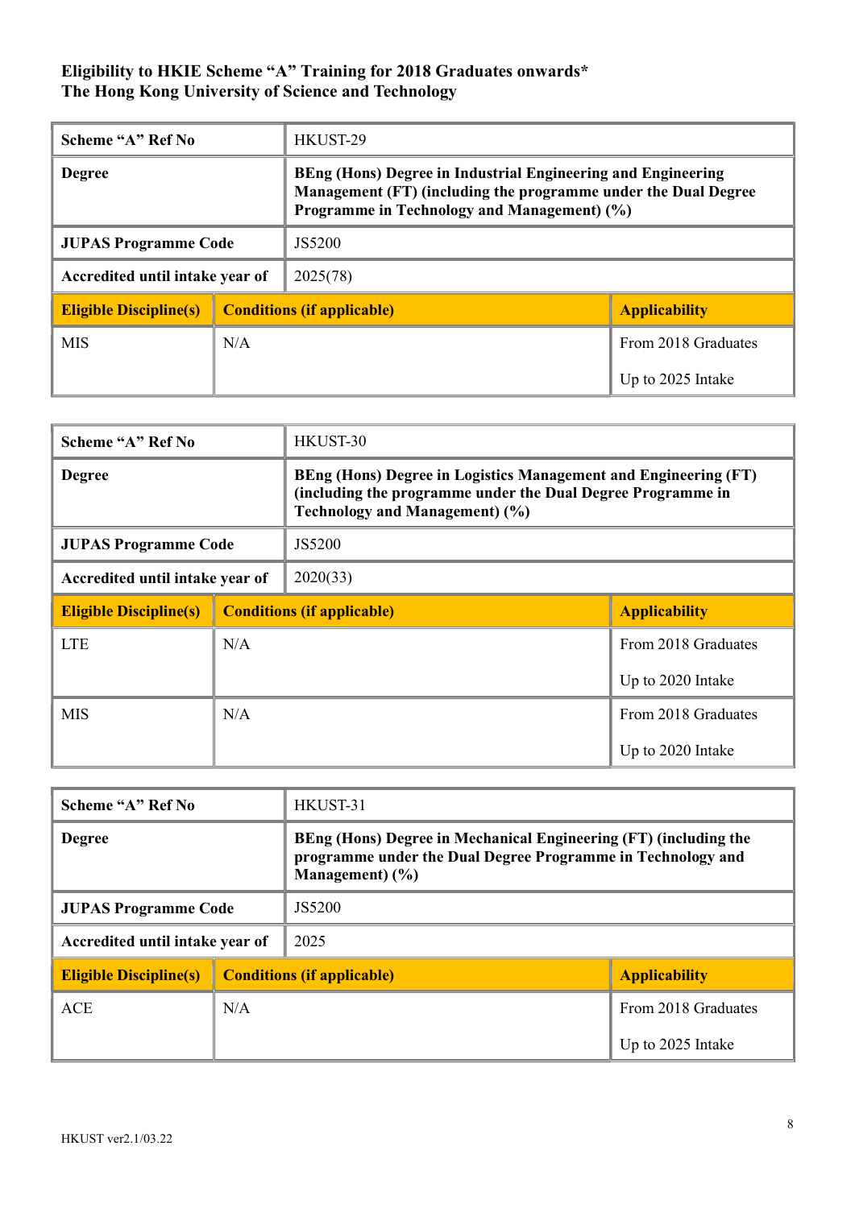**Eligibility to HKIE Scheme "A" Training for 2018 Graduates onwards***
**The Hong Kong University of Science and Technology**

| Scheme "A" Ref No | HKUST-29 | |
|---|---|---|
| Degree | **BEng (Hons) Degree in Industrial Engineering and Engineering Management (FT) (including the programme under the Dual Degree Programme in Technology and Management) (%)** | |
| JUPAS Programme Code | JS5200 | |
| Accredited until intake year of | 2025(78) | |
| **Eligible Discipline(s)** | **Conditions (if applicable)** | **Applicability** |
| MIS | N/A | From 2018 Graduates<br>Up to 2025 Intake |

| Scheme "A" Ref No | HKUST-30 | |
|---|---|---|
| Degree | **BEng (Hons) Degree in Logistics Management and Engineering (FT) (including the programme under the Dual Degree Programme in Technology and Management) (%)** | |
| JUPAS Programme Code | JS5200 | |
| Accredited until intake year of | 2020(33) | |
| **Eligible Discipline(s)** | **Conditions (if applicable)** | **Applicability** |
| LTE | N/A | From 2018 Graduates<br>Up to 2020 Intake |
| MIS | N/A | From 2018 Graduates<br>Up to 2020 Intake |

| Scheme "A" Ref No | HKUST-31 | |
|---|---|---|
| Degree | **BEng (Hons) Degree in Mechanical Engineering (FT) (including the programme under the Dual Degree Programme in Technology and Management) (%)** | |
| JUPAS Programme Code | JS5200 | |
| Accredited until intake year of | 2025 | |
| **Eligible Discipline(s)** | **Conditions (if applicable)** | **Applicability** |
| ACE | N/A | From 2018 Graduates<br>Up to 2025 Intake |

HKUST ver2.1/03.22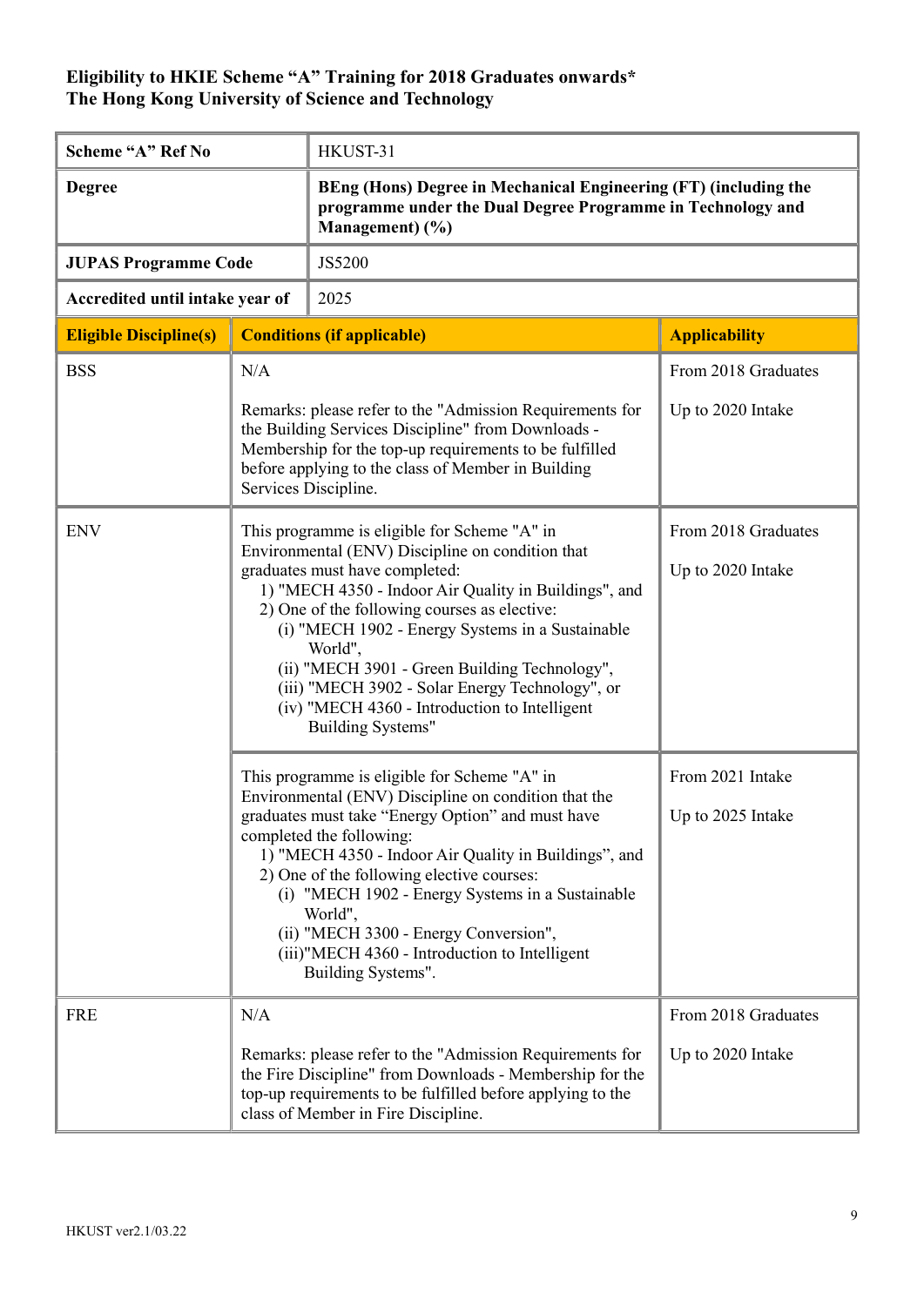**Eligibility to HKIE Scheme "A" Training for 2018 Graduates onwards***
**The Hong Kong University of Science and Technology**

| Scheme "A" Ref No | HKUST-31 | |
|---|---|---|
| **Degree** | **BEng (Hons) Degree in Mechanical Engineering (FT) (including the programme under the Dual Degree Programme in Technology and Management) (%)** | |
| **JUPAS Programme Code** | JS5200 | |
| **Accredited until intake year of** | 2025 | |
| **Eligible Discipline(s)** | **Conditions (if applicable)** | **Applicability** |
| BSS | N/A<br><br>Remarks: please refer to the "Admission Requirements for the Building Services Discipline" from Downloads - Membership for the top-up requirements to be fulfilled before applying to the class of Member in Building Services Discipline. | From 2018 Graduates<br><br>Up to 2020 Intake |
| ENV | This programme is eligible for Scheme "A" in Environmental (ENV) Discipline on condition that graduates must have completed:<br>1) "MECH 4350 - Indoor Air Quality in Buildings", and<br>2) One of the following courses as elective:<br>(i) "MECH 1902 - Energy Systems in a Sustainable World",<br>(ii) "MECH 3901 - Green Building Technology",<br>(iii) "MECH 3902 - Solar Energy Technology", or<br>(iv) "MECH 4360 - Introduction to Intelligent Building Systems" | From 2018 Graduates<br><br>Up to 2020 Intake |
| | This programme is eligible for Scheme "A" in Environmental (ENV) Discipline on condition that the graduates must take "Energy Option" and must have completed the following:<br>1) "MECH 4350 - Indoor Air Quality in Buildings", and<br>2) One of the following elective courses:<br>(i) "MECH 1902 - Energy Systems in a Sustainable World",<br>(ii) "MECH 3300 - Energy Conversion",<br>(iii)"MECH 4360 - Introduction to Intelligent Building Systems". | From 2021 Intake<br><br>Up to 2025 Intake |
| FRE | N/A<br><br>Remarks: please refer to the "Admission Requirements for the Fire Discipline" from Downloads - Membership for the top-up requirements to be fulfilled before applying to the class of Member in Fire Discipline. | From 2018 Graduates<br><br>Up to 2020 Intake |

HKUST ver2.1/03.22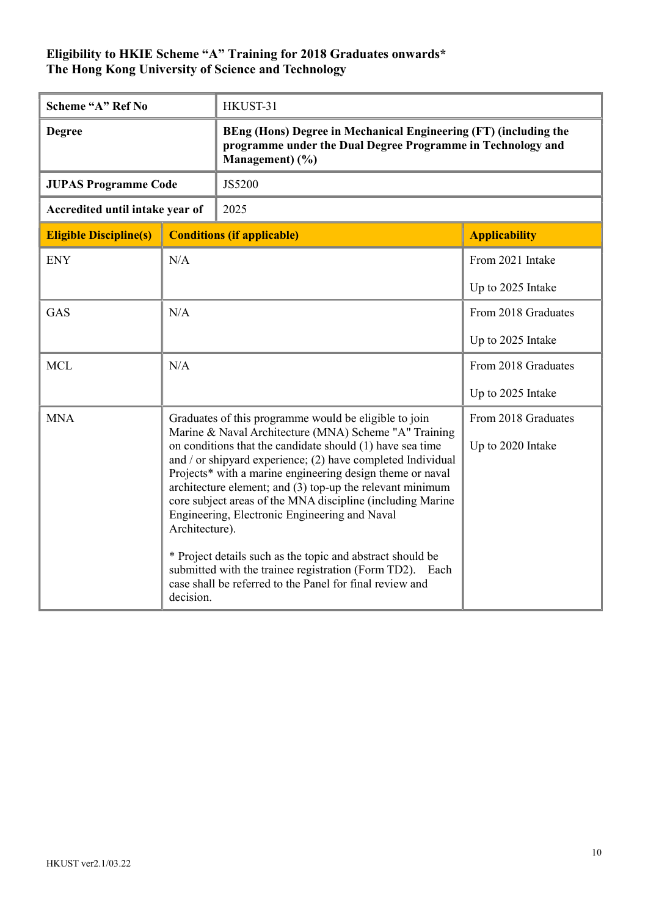**Eligibility to HKIE Scheme "A" Training for 2018 Graduates onwards***
**The Hong Kong University of Science and Technology**

| **Scheme "A" Ref No** | HKUST-31 | |
|---|---|---|
| **Degree** | **BEng (Hons) Degree in Mechanical Engineering (FT) (including the programme under the Dual Degree Programme in Technology and Management) (%)** | |
| **JUPAS Programme Code** | JS5200 | |
| **Accredited until intake year of** | 2025 | |
| **Eligible Discipline(s)** | **Conditions (if applicable)** | **Applicability** |
| ENY | N/A | From 2021 Intake<br><br>Up to 2025 Intake |
| GAS | N/A | From 2018 Graduates<br><br>Up to 2025 Intake |
| MCL | N/A | From 2018 Graduates<br><br>Up to 2025 Intake |
| MNA | Graduates of this programme would be eligible to join Marine & Naval Architecture (MNA) Scheme "A" Training on conditions that the candidate should (1) have sea time and / or shipyard experience; (2) have completed Individual Projects* with a marine engineering design theme or naval architecture element; and (3) top-up the relevant minimum core subject areas of the MNA discipline (including Marine Engineering, Electronic Engineering and Naval Architecture).<br><br>* Project details such as the topic and abstract should be submitted with the trainee registration (Form TD2). Each case shall be referred to the Panel for final review and decision. | From 2018 Graduates<br><br>Up to 2020 Intake |

HKUST ver2.1/03.22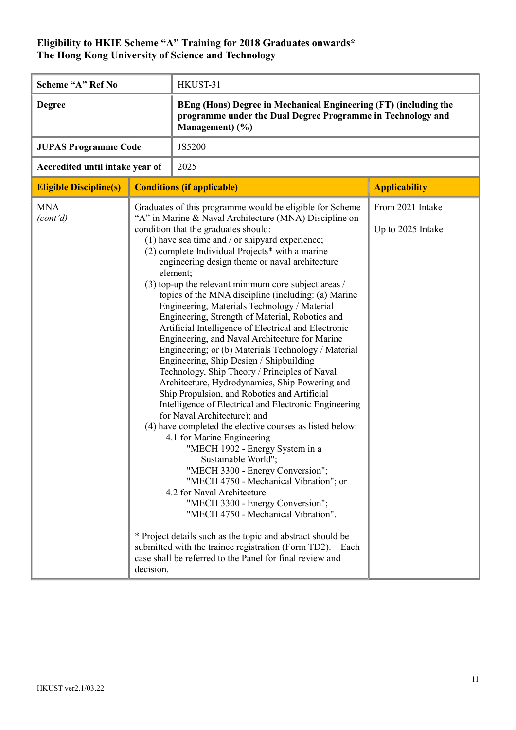**Eligibility to HKIE Scheme "A" Training for 2018 Graduates onwards***
**The Hong Kong University of Science and Technology**

| Scheme "A" Ref No | HKUST-31 | |
|---|---|---|
| **Degree** | **BEng (Hons) Degree in Mechanical Engineering (FT) (including the programme under the Dual Degree Programme in Technology and Management) (%)** | |
| **JUPAS Programme Code** | JS5200 | |
| **Accredited until intake year of** | 2025 | |
| **Eligible Discipline(s)** | **Conditions (if applicable)** | **Applicability** |
| MNA *(cont'd)* | Graduates of this programme would be eligible for Scheme "A" in Marine & Naval Architecture (MNA) Discipline on condition that the graduates should:<br>(1) have sea time and / or shipyard experience;<br>(2) complete Individual Projects* with a marine engineering design theme or naval architecture element;<br>(3) top-up the relevant minimum core subject areas / topics of the MNA discipline (including: (a) Marine Engineering, Materials Technology / Material Engineering, Strength of Material, Robotics and Artificial Intelligence of Electrical and Electronic Engineering, and Naval Architecture for Marine Engineering; or (b) Materials Technology / Material Engineering, Ship Design / Shipbuilding Technology, Ship Theory / Principles of Naval Architecture, Hydrodynamics, Ship Powering and Ship Propulsion, and Robotics and Artificial Intelligence of Electrical and Electronic Engineering for Naval Architecture); and<br>(4) have completed the elective courses as listed below:<br>4.1 for Marine Engineering –<br>"MECH 1902 - Energy System in a Sustainable World";<br>"MECH 3300 - Energy Conversion";<br>"MECH 4750 - Mechanical Vibration"; or<br>4.2 for Naval Architecture –<br>"MECH 3300 - Energy Conversion";<br>"MECH 4750 - Mechanical Vibration".<br><br>* Project details such as the topic and abstract should be submitted with the trainee registration (Form TD2). Each case shall be referred to the Panel for final review and decision. | From 2021 Intake<br><br>Up to 2025 Intake |

HKUST ver2.1/03.22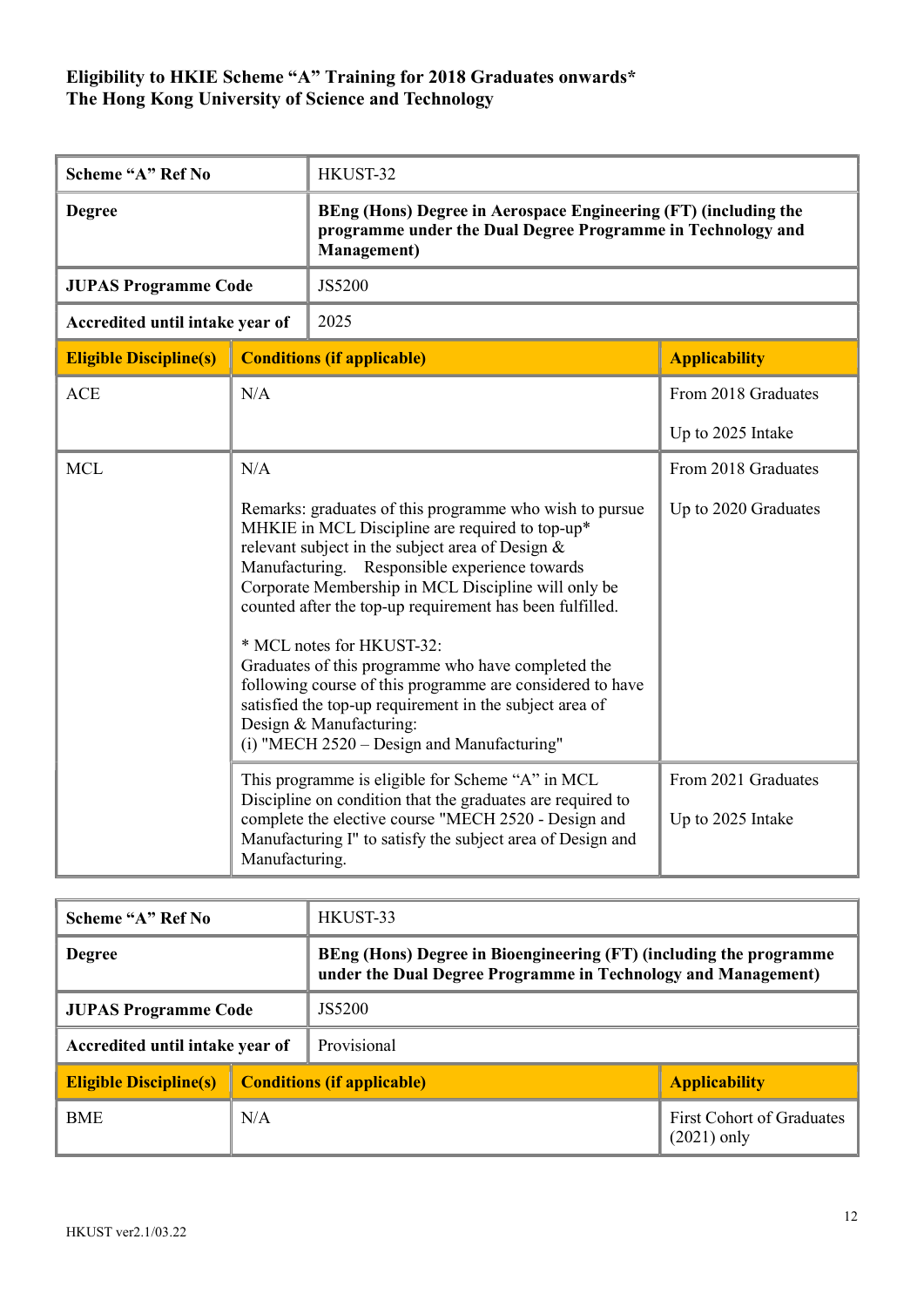**Eligibility to HKIE Scheme "A" Training for 2018 Graduates onwards***
**The Hong Kong University of Science and Technology**

| **Scheme "A" Ref No** | HKUST-32 | |
|---|---|---|
| **Degree** | **BEng (Hons) Degree in Aerospace Engineering (FT) (including the programme under the Dual Degree Programme in Technology and Management)** | |
| **JUPAS Programme Code** | JS5200 | |
| **Accredited until intake year of** | 2025 | |
| **Eligible Discipline(s)** | **Conditions (if applicable)** | **Applicability** |
| ACE | N/A | From 2018 Graduates<br><br>Up to 2025 Intake |
| MCL | N/A<br><br>Remarks: graduates of this programme who wish to pursue MHKIE in MCL Discipline are required to top-up* relevant subject in the subject area of Design & Manufacturing. Responsible experience towards Corporate Membership in MCL Discipline will only be counted after the top-up requirement has been fulfilled.<br><br>* MCL notes for HKUST-32:<br>Graduates of this programme who have completed the following course of this programme are considered to have satisfied the top-up requirement in the subject area of Design & Manufacturing:<br>(i) "MECH 2520 – Design and Manufacturing" | From 2018 Graduates<br><br>Up to 2020 Graduates |
| | This programme is eligible for Scheme "A" in MCL Discipline on condition that the graduates are required to complete the elective course "MECH 2520 - Design and Manufacturing I" to satisfy the subject area of Design and Manufacturing. | From 2021 Graduates<br><br>Up to 2025 Intake |

| **Scheme "A" Ref No** | HKUST-33 | |
|---|---|---|
| **Degree** | **BEng (Hons) Degree in Bioengineering (FT) (including the programme under the Dual Degree Programme in Technology and Management)** | |
| **JUPAS Programme Code** | JS5200 | |
| **Accredited until intake year of** | Provisional | |
| **Eligible Discipline(s)** | **Conditions (if applicable)** | **Applicability** |
| BME | N/A | First Cohort of Graduates (2021) only |

HKUST ver2.1/03.22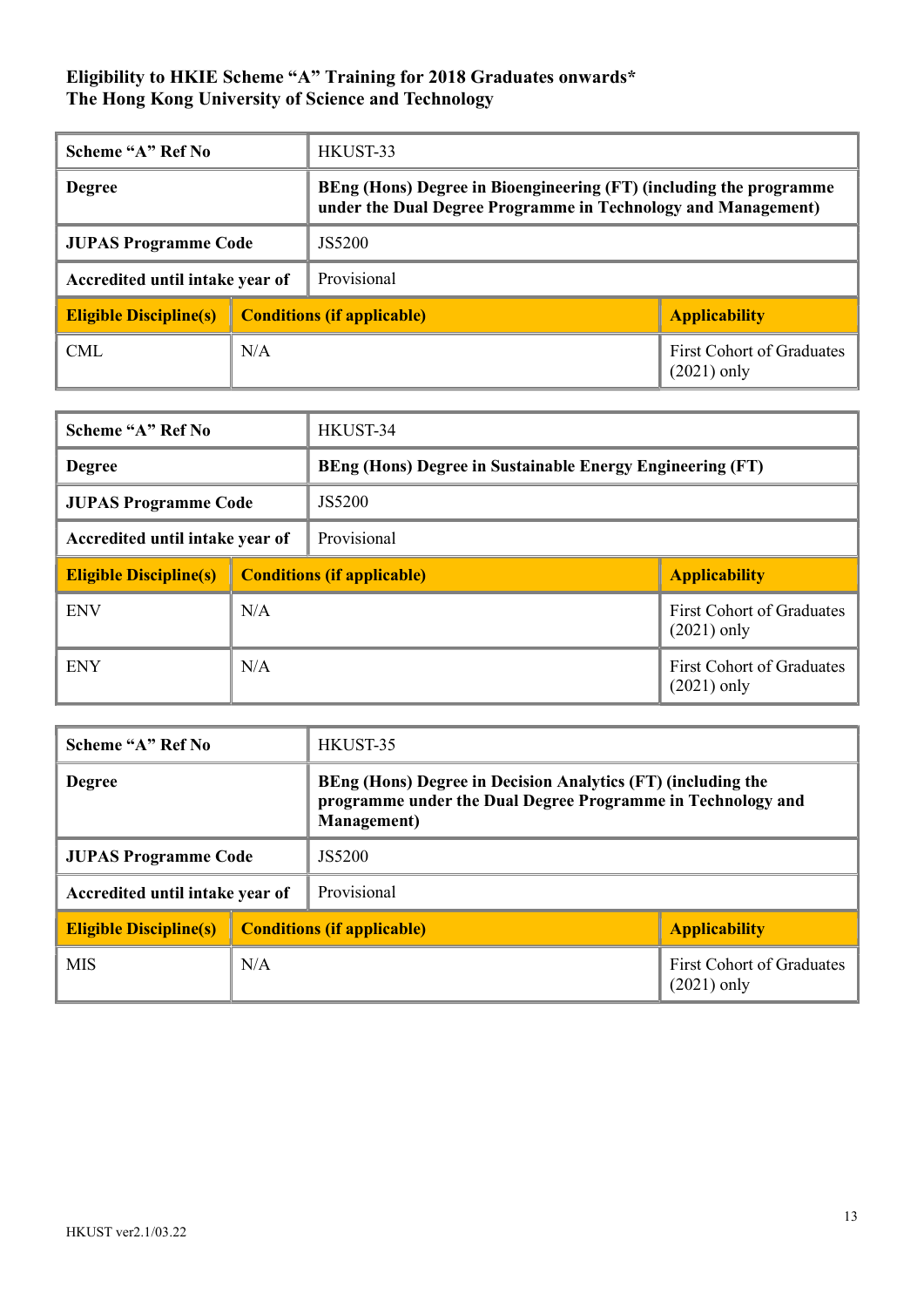**Eligibility to HKIE Scheme "A" Training for 2018 Graduates onwards\***
**The Hong Kong University of Science and Technology**

| Scheme "A" Ref No | HKUST-33 | |
|---|---|---|
| Degree | **BEng (Hons) Degree in Bioengineering (FT) (including the programme under the Dual Degree Programme in Technology and Management)** | |
| JUPAS Programme Code | JS5200 | |
| Accredited until intake year of | Provisional | |
| **Eligible Discipline(s)** | **Conditions (if applicable)** | **Applicability** |
| CML | N/A | First Cohort of Graduates (2021) only |

| Scheme "A" Ref No | HKUST-34 | |
|---|---|---|
| Degree | **BEng (Hons) Degree in Sustainable Energy Engineering (FT)** | |
| JUPAS Programme Code | JS5200 | |
| Accredited until intake year of | Provisional | |
| **Eligible Discipline(s)** | **Conditions (if applicable)** | **Applicability** |
| ENV | N/A | First Cohort of Graduates (2021) only |
| ENY | N/A | First Cohort of Graduates (2021) only |

| Scheme "A" Ref No | HKUST-35 | |
|---|---|---|
| Degree | **BEng (Hons) Degree in Decision Analytics (FT) (including the programme under the Dual Degree Programme in Technology and Management)** | |
| JUPAS Programme Code | JS5200 | |
| Accredited until intake year of | Provisional | |
| **Eligible Discipline(s)** | **Conditions (if applicable)** | **Applicability** |
| MIS | N/A | First Cohort of Graduates (2021) only |

HKUST ver2.1/03.22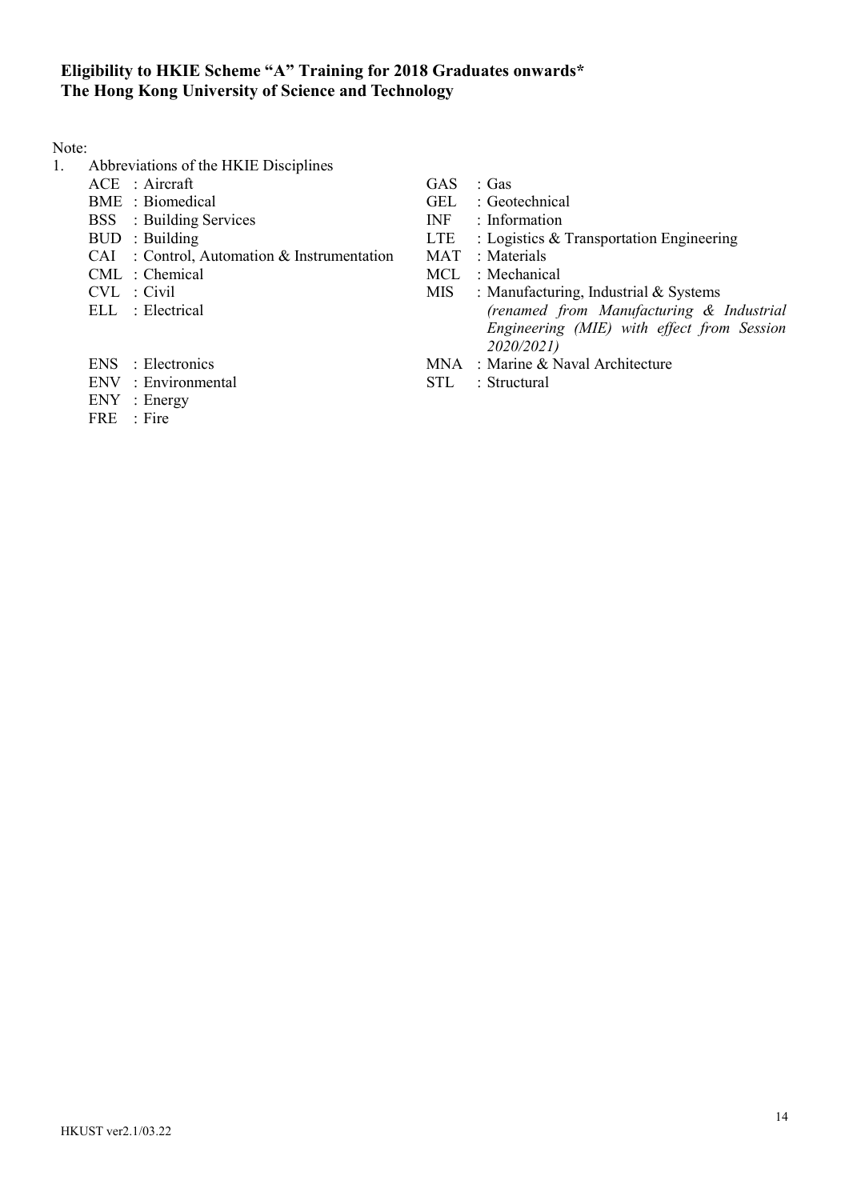**Eligibility to HKIE Scheme "A" Training for 2018 Graduates onwards***
**The Hong Kong University of Science and Technology**

Note:

1. Abbreviations of the HKIE Disciplines

| | | | |
|---|---|---|---|
| ACE | : Aircraft | GAS | : Gas |
| BME | : Biomedical | GEL | : Geotechnical |
| BSS | : Building Services | INF | : Information |
| BUD | : Building | LTE | : Logistics & Transportation Engineering |
| CAI | : Control, Automation & Instrumentation | MAT | : Materials |
| CML | : Chemical | MCL | : Mechanical |
| CVL | : Civil | MIS | : Manufacturing, Industrial & Systems *(renamed from Manufacturing & Industrial Engineering (MIE) with effect from Session 2020/2021)* |
| ELL | : Electrical | | |
| ENS | : Electronics | MNA | : Marine & Naval Architecture |
| ENV | : Environmental | STL | : Structural |
| ENY | : Energy | | |
| FRE | : Fire | | |

HKUST ver2.1/03.22